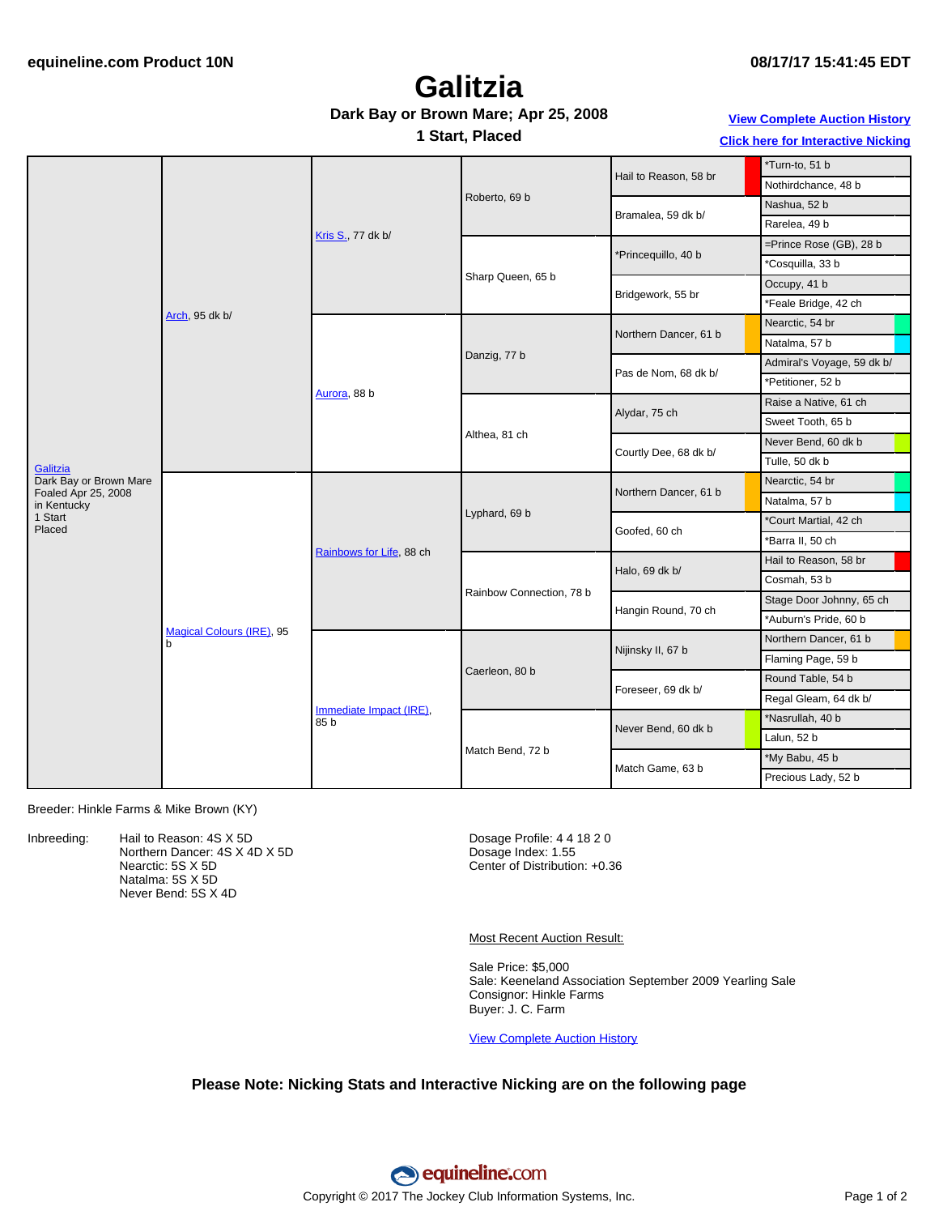equineline.com Product 10N

08/17/17 15:41:45 EDT

# Galitzia

**Dark Bay or Brown Mare; Apr 25, 2008**

**1 Start, Placed**

View Complete Auction History

Click here for Interactive Nicking

| Horse | Parents | Grandparents | Great-grandparents | 4th Generation | 5th Generation |
|---|---|---|---|---|---|
| Galitzia<br>Dark Bay or Brown Mare<br>Foaled Apr 25, 2008<br>in Kentucky<br>1 Start<br>Placed | Arch, 95 dk b/ | Kris S., 77 dk b/ | Roberto, 69 b | Hail to Reason, 58 br | *Turn-to, 51 b |
| | | | | | Nothirdchance, 48 b |
| | | | | Bramalea, 59 dk b/ | Nashua, 52 b |
| | | | | | Rarelea, 49 b |
| | | | Sharp Queen, 65 b | *Princequillo, 40 b | =Prince Rose (GB), 28 b |
| | | | | | *Cosquilla, 33 b |
| | | | | Bridgework, 55 br | Occupy, 41 b |
| | | | | | *Feale Bridge, 42 ch |
| | | Aurora, 88 b | Danzig, 77 b | Northern Dancer, 61 b | Nearctic, 54 br |
| | | | | | Natalma, 57 b |
| | | | | Pas de Nom, 68 dk b/ | Admiral's Voyage, 59 dk b/ |
| | | | | | *Petitioner, 52 b |
| | | | Althea, 81 ch | Alydar, 75 ch | Raise a Native, 61 ch |
| | | | | | Sweet Tooth, 65 b |
| | | | | Courtly Dee, 68 dk b/ | Never Bend, 60 dk b |
| | | | | | Tulle, 50 dk b |
| | Magical Colours (IRE), 95 b | Rainbows for Life, 88 ch | Lyphard, 69 b | Northern Dancer, 61 b | Nearctic, 54 br |
| | | | | | Natalma, 57 b |
| | | | | Goofed, 60 ch | *Court Martial, 42 ch |
| | | | | | *Barra II, 50 ch |
| | | | Rainbow Connection, 78 b | Halo, 69 dk b/ | Hail to Reason, 58 br |
| | | | | | Cosmah, 53 b |
| | | | | Hangin Round, 70 ch | Stage Door Johnny, 65 ch |
| | | | | | *Auburn's Pride, 60 b |
| | | Immediate Impact (IRE), 85 b | Caerleon, 80 b | Nijinsky II, 67 b | Northern Dancer, 61 b |
| | | | | | Flaming Page, 59 b |
| | | | | Foreseer, 69 dk b/ | Round Table, 54 b |
| | | | | | Regal Gleam, 64 dk b/ |
| | | | Match Bend, 72 b | Never Bend, 60 dk b | *Nasrullah, 40 b |
| | | | | | Lalun, 52 b |
| | | | | Match Game, 63 b | *My Babu, 45 b |
| | | | | | Precious Lady, 52 b |

Breeder: Hinkle Farms & Mike Brown (KY)

Inbreeding:
- Hail to Reason: 4S X 5D
- Northern Dancer: 4S X 4D X 5D
- Nearctic: 5S X 5D
- Natalma: 5S X 5D
- Never Bend: 5S X 4D

Dosage Profile: 4 4 18 2 0
Dosage Index: 1.55
Center of Distribution: +0.36

Most Recent Auction Result:

Sale Price: $5,000
Sale: Keeneland Association September 2009 Yearling Sale
Consignor: Hinkle Farms
Buyer: J. C. Farm

View Complete Auction History

**Please Note: Nicking Stats and Interactive Nicking are on the following page**

Copyright © 2017 The Jockey Club Information Systems, Inc.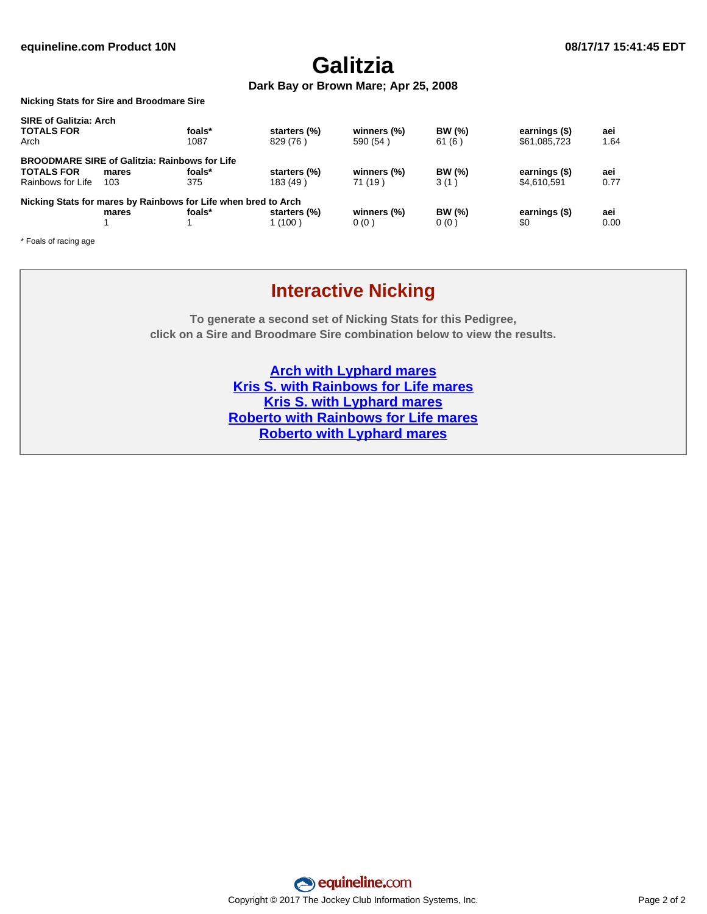# Galitzia

**Dark Bay or Brown Mare; Apr 25, 2008**

**Nicking Stats for Sire and Broodmare Sire**

**SIRE of Galitzia: Arch**

| TOTALS FOR | | foals* | starters (%) | winners (%) | BW (%) | earnings ($) | aei |
|---|---|---|---|---|---|---|---|
| Arch | | 1087 | 829 (76 ) | 590 (54 ) | 61 (6 ) | $61,085,723 | 1.64 |

**BROODMARE SIRE of Galitzia: Rainbows for Life**

| TOTALS FOR | mares | foals* | starters (%) | winners (%) | BW (%) | earnings ($) | aei |
|---|---|---|---|---|---|---|---|
| Rainbows for Life | 103 | 375 | 183 (49 ) | 71 (19 ) | 3 (1 ) | $4,610,591 | 0.77 |

**Nicking Stats for mares by Rainbows for Life when bred to Arch**

| mares | foals* | starters (%) | winners (%) | BW (%) | earnings ($) | aei |
|---|---|---|---|---|---|---|
| 1 | 1 | 1 (100 ) | 0 (0 ) | 0 (0 ) | $0 | 0.00 |

* Foals of racing age

## Interactive Nicking

**To generate a second set of Nicking Stats for this Pedigree, click on a Sire and Broodmare Sire combination below to view the results.**

**Arch with Lyphard mares**
**Kris S. with Rainbows for Life mares**
**Kris S. with Lyphard mares**
**Roberto with Rainbows for Life mares**
**Roberto with Lyphard mares**